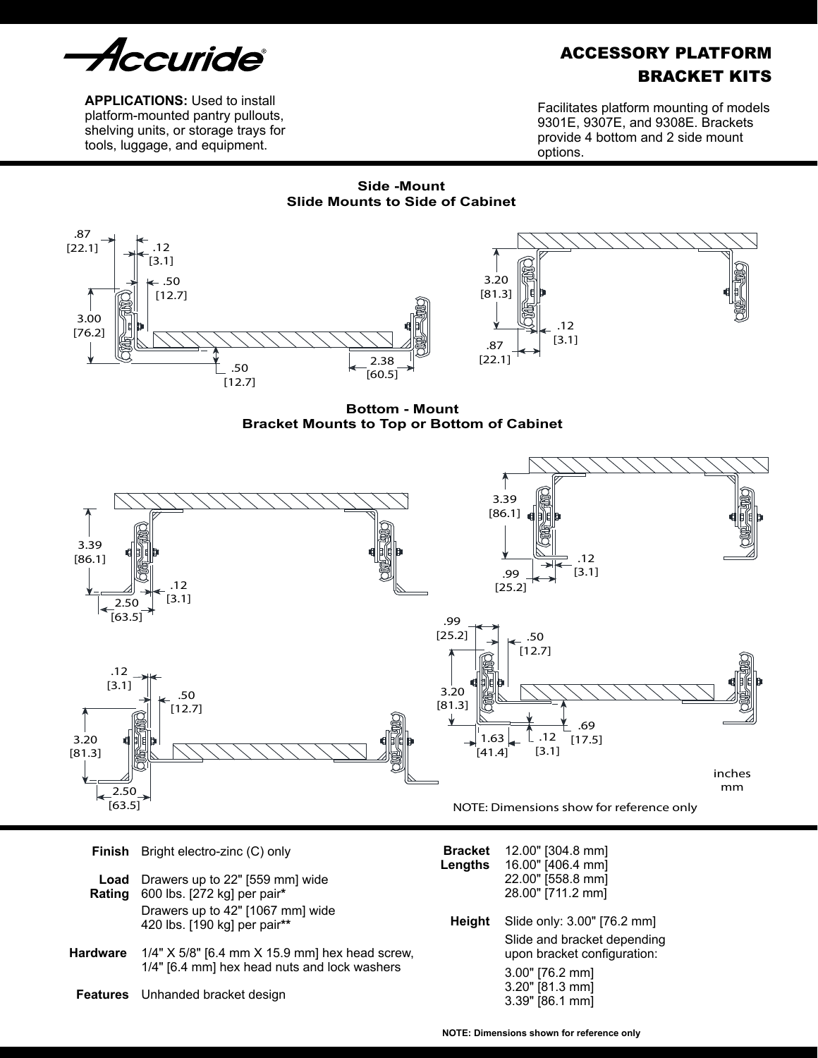Accuride®

# ACCESSORY PLATFORM BRACKET KITS

**APPLICATIONS:** Used to install platform-mounted pantry pullouts, shelving units, or storage trays for tools, luggage, and equipment.

Facilitates platform mounting of models 9301E, 9307E, and 9308E. Brackets provide 4 bottom and 2 side mount options.

**Side -Mount**
**Slide Mounts to Side of Cabinet**

.87 [22.1] .12 [3.1] .50 [12.7] 3.00 [76.2] .50 [12.7] 2.38 [60.5]

3.20 [81.3] .12 [3.1] .87 [22.1]

**Bottom - Mount**
**Bracket Mounts to Top or Bottom of Cabinet**

3.39 [86.1] .12 [3.1] 2.50 [63.5]

3.39 [86.1] .12 [3.1] .99 [25.2]

.12 [3.1] .50 [12.7] 3.20 [81.3] 2.50 [63.5]

.99 [25.2] .50 [12.7] 3.20 [81.3] .69 [17.5] 1.63 [41.4] .12 [3.1]

inches
mm

NOTE: Dimensions show for reference only

| | |
|---|---|
| **Finish** | Bright electro-zinc (C) only |
| **Load Rating** | Drawers up to 22" [559 mm] wide 600 lbs. [272 kg] per pair* Drawers up to 42" [1067 mm] wide 420 lbs. [190 kg] per pair** |
| **Hardware** | 1/4" X 5/8" [6.4 mm X 15.9 mm] hex head screw, 1/4" [6.4 mm] hex head nuts and lock washers |
| **Features** | Unhanded bracket design |
| **Bracket Lengths** | 12.00" [304.8 mm] 16.00" [406.4 mm] 22.00" [558.8 mm] 28.00" [711.2 mm] |
| **Height** | Slide only: 3.00" [76.2 mm] Slide and bracket depending upon bracket configuration: 3.00" [76.2 mm] 3.20" [81.3 mm] 3.39" [86.1 mm] |

**NOTE: Dimensions shown for reference only**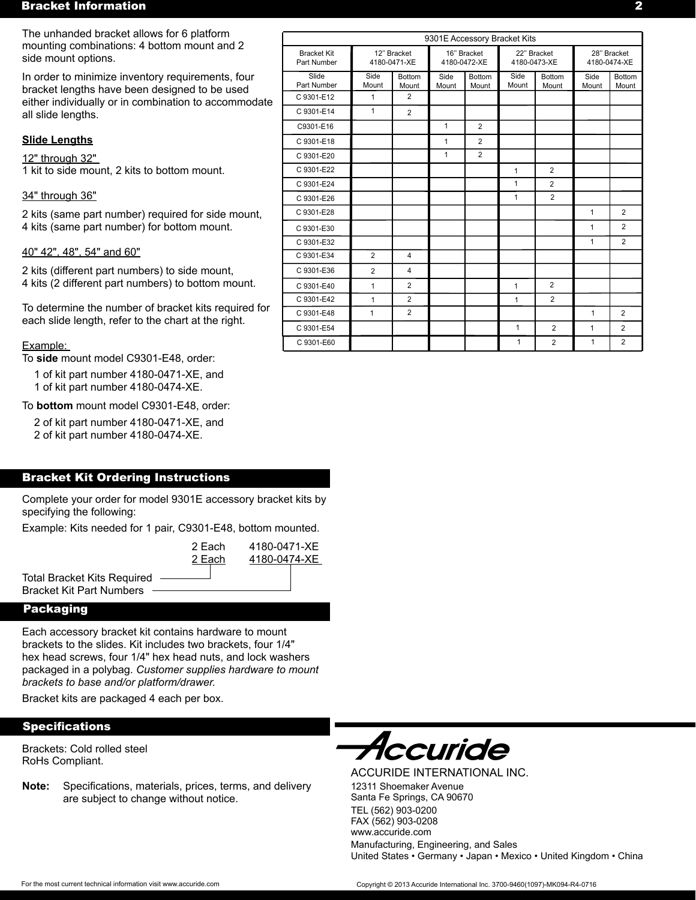## Bracket Information

The unhanded bracket allows for 6 platform mounting combinations: 4 bottom mount and 2 side mount options.

In order to minimize inventory requirements, four bracket lengths have been designed to be used either individually or in combination to accommodate all slide lengths.

**Slide Lengths**

12" through 32"
1 kit to side mount, 2 kits to bottom mount.

34" through 36"

2 kits (same part number) required for side mount, 4 kits (same part number) for bottom mount.

40" 42", 48", 54" and 60"

2 kits (different part numbers) to side mount, 4 kits (2 different part numbers) to bottom mount.

To determine the number of bracket kits required for each slide length, refer to the chart at the right.

Example:
To **side** mount model C9301-E48, order:

1 of kit part number 4180-0471-XE, and
1 of kit part number 4180-0474-XE.

To **bottom** mount model C9301-E48, order:

2 of kit part number 4180-0471-XE, and
2 of kit part number 4180-0474-XE.

| 9301E Accessory Bracket Kits | | | | | | | | |
|---|---|---|---|---|---|---|---|---|
| Bracket Kit Part Number | 12" Bracket 4180-0471-XE | | 16" Bracket 4180-0472-XE | | 22" Bracket 4180-0473-XE | | 28" Bracket 4180-0474-XE | |
| Slide Part Number | Side Mount | Bottom Mount | Side Mount | Bottom Mount | Side Mount | Bottom Mount | Side Mount | Bottom Mount |
| C 9301-E12 | 1 | 2 | | | | | | |
| C 9301-E14 | 1 | 2 | | | | | | |
| C9301-E16 | | | 1 | 2 | | | | |
| C 9301-E18 | | | 1 | 2 | | | | |
| C 9301-E20 | | | 1 | 2 | | | | |
| C 9301-E22 | | | | | 1 | 2 | | |
| C 9301-E24 | | | | | 1 | 2 | | |
| C 9301-E26 | | | | | 1 | 2 | | |
| C 9301-E28 | | | | | | | 1 | 2 |
| C 9301-E30 | | | | | | | 1 | 2 |
| C 9301-E32 | | | | | | | 1 | 2 |
| C 9301-E34 | 2 | 4 | | | | | | |
| C 9301-E36 | 2 | 4 | | | | | | |
| C 9301-E40 | 1 | 2 | | | 1 | 2 | | |
| C 9301-E42 | 1 | 2 | | | 1 | 2 | | |
| C 9301-E48 | 1 | 2 | | | | | 1 | 2 |
| C 9301-E54 | | | | | 1 | 2 | 1 | 2 |
| C 9301-E60 | | | | | 1 | 2 | 1 | 2 |

## Bracket Kit Ordering Instructions

Complete your order for model 9301E accessory bracket kits by specifying the following:

Example: Kits needed for 1 pair, C9301-E48, bottom mounted.

2 Each 4180-0471-XE
2 Each 4180-0474-XE

Total Bracket Kits Required
Bracket Kit Part Numbers

## Packaging

Each accessory bracket kit contains hardware to mount brackets to the slides. Kit includes two brackets, four 1/4" hex head screws, four 1/4" hex head nuts, and lock washers packaged in a polybag. *Customer supplies hardware to mount brackets to base and/or platform/drawer.*

Bracket kits are packaged 4 each per box.

## Specifications

Brackets: Cold rolled steel
RoHs Compliant.

**Note:** Specifications, materials, prices, terms, and delivery are subject to change without notice.

Accuride

ACCURIDE INTERNATIONAL INC.

12311 Shoemaker Avenue
Santa Fe Springs, CA 90670

TEL (562) 903-0200
FAX (562) 903-0208
www.accuride.com

Manufacturing, Engineering, and Sales
United States • Germany • Japan • Mexico • United Kingdom • China

For the most current technical information visit www.accuride.com

Copyright © 2013 Accuride International Inc. 3700-9460(1097)-MK094-R4-0716